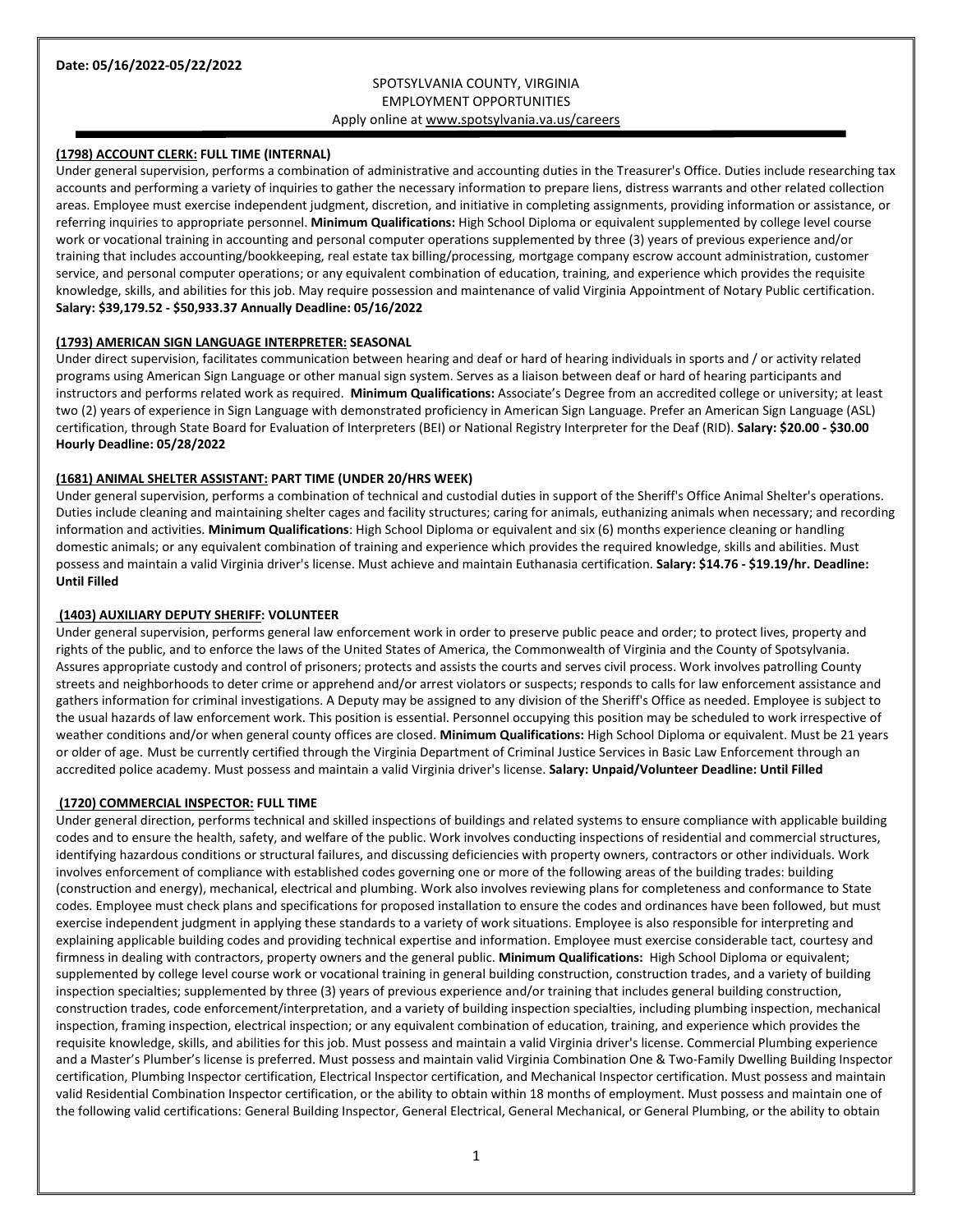**Date: 05/16/2022-05/22/2022**

SPOTSYLVANIA COUNTY, VIRGINIA
EMPLOYMENT OPPORTUNITIES
Apply online at www.spotsylvania.va.us/careers

**(1798) ACCOUNT CLERK: FULL TIME (INTERNAL)**

Under general supervision, performs a combination of administrative and accounting duties in the Treasurer's Office. Duties include researching tax accounts and performing a variety of inquiries to gather the necessary information to prepare liens, distress warrants and other related collection areas. Employee must exercise independent judgment, discretion, and initiative in completing assignments, providing information or assistance, or referring inquiries to appropriate personnel. **Minimum Qualifications:** High School Diploma or equivalent supplemented by college level course work or vocational training in accounting and personal computer operations supplemented by three (3) years of previous experience and/or training that includes accounting/bookkeeping, real estate tax billing/processing, mortgage company escrow account administration, customer service, and personal computer operations; or any equivalent combination of education, training, and experience which provides the requisite knowledge, skills, and abilities for this job. May require possession and maintenance of valid Virginia Appointment of Notary Public certification. **Salary: $39,179.52 - $50,933.37 Annually Deadline: 05/16/2022**

**(1793) AMERICAN SIGN LANGUAGE INTERPRETER: SEASONAL**

Under direct supervision, facilitates communication between hearing and deaf or hard of hearing individuals in sports and / or activity related programs using American Sign Language or other manual sign system. Serves as a liaison between deaf or hard of hearing participants and instructors and performs related work as required. **Minimum Qualifications:** Associate's Degree from an accredited college or university; at least two (2) years of experience in Sign Language with demonstrated proficiency in American Sign Language. Prefer an American Sign Language (ASL) certification, through State Board for Evaluation of Interpreters (BEI) or National Registry Interpreter for the Deaf (RID). **Salary: $20.00 - $30.00 Hourly Deadline: 05/28/2022**

**(1681) ANIMAL SHELTER ASSISTANT: PART TIME (UNDER 20/HRS WEEK)**

Under general supervision, performs a combination of technical and custodial duties in support of the Sheriff's Office Animal Shelter's operations. Duties include cleaning and maintaining shelter cages and facility structures; caring for animals, euthanizing animals when necessary; and recording information and activities. **Minimum Qualifications**: High School Diploma or equivalent and six (6) months experience cleaning or handling domestic animals; or any equivalent combination of training and experience which provides the required knowledge, skills and abilities. Must possess and maintain a valid Virginia driver's license. Must achieve and maintain Euthanasia certification. **Salary: $14.76 - $19.19/hr. Deadline: Until Filled**

**(1403) AUXILIARY DEPUTY SHERIFF: VOLUNTEER**

Under general supervision, performs general law enforcement work in order to preserve public peace and order; to protect lives, property and rights of the public, and to enforce the laws of the United States of America, the Commonwealth of Virginia and the County of Spotsylvania. Assures appropriate custody and control of prisoners; protects and assists the courts and serves civil process. Work involves patrolling County streets and neighborhoods to deter crime or apprehend and/or arrest violators or suspects; responds to calls for law enforcement assistance and gathers information for criminal investigations. A Deputy may be assigned to any division of the Sheriff's Office as needed. Employee is subject to the usual hazards of law enforcement work. This position is essential. Personnel occupying this position may be scheduled to work irrespective of weather conditions and/or when general county offices are closed. **Minimum Qualifications:** High School Diploma or equivalent. Must be 21 years or older of age. Must be currently certified through the Virginia Department of Criminal Justice Services in Basic Law Enforcement through an accredited police academy. Must possess and maintain a valid Virginia driver's license. **Salary: Unpaid/Volunteer Deadline: Until Filled**

**(1720) COMMERCIAL INSPECTOR: FULL TIME**

Under general direction, performs technical and skilled inspections of buildings and related systems to ensure compliance with applicable building codes and to ensure the health, safety, and welfare of the public. Work involves conducting inspections of residential and commercial structures, identifying hazardous conditions or structural failures, and discussing deficiencies with property owners, contractors or other individuals. Work involves enforcement of compliance with established codes governing one or more of the following areas of the building trades: building (construction and energy), mechanical, electrical and plumbing. Work also involves reviewing plans for completeness and conformance to State codes. Employee must check plans and specifications for proposed installation to ensure the codes and ordinances have been followed, but must exercise independent judgment in applying these standards to a variety of work situations. Employee is also responsible for interpreting and explaining applicable building codes and providing technical expertise and information. Employee must exercise considerable tact, courtesy and firmness in dealing with contractors, property owners and the general public. **Minimum Qualifications:** High School Diploma or equivalent; supplemented by college level course work or vocational training in general building construction, construction trades, and a variety of building inspection specialties; supplemented by three (3) years of previous experience and/or training that includes general building construction, construction trades, code enforcement/interpretation, and a variety of building inspection specialties, including plumbing inspection, mechanical inspection, framing inspection, electrical inspection; or any equivalent combination of education, training, and experience which provides the requisite knowledge, skills, and abilities for this job. Must possess and maintain a valid Virginia driver's license. Commercial Plumbing experience and a Master's Plumber's license is preferred. Must possess and maintain valid Virginia Combination One & Two-Family Dwelling Building Inspector certification, Plumbing Inspector certification, Electrical Inspector certification, and Mechanical Inspector certification. Must possess and maintain valid Residential Combination Inspector certification, or the ability to obtain within 18 months of employment. Must possess and maintain one of the following valid certifications: General Building Inspector, General Electrical, General Mechanical, or General Plumbing, or the ability to obtain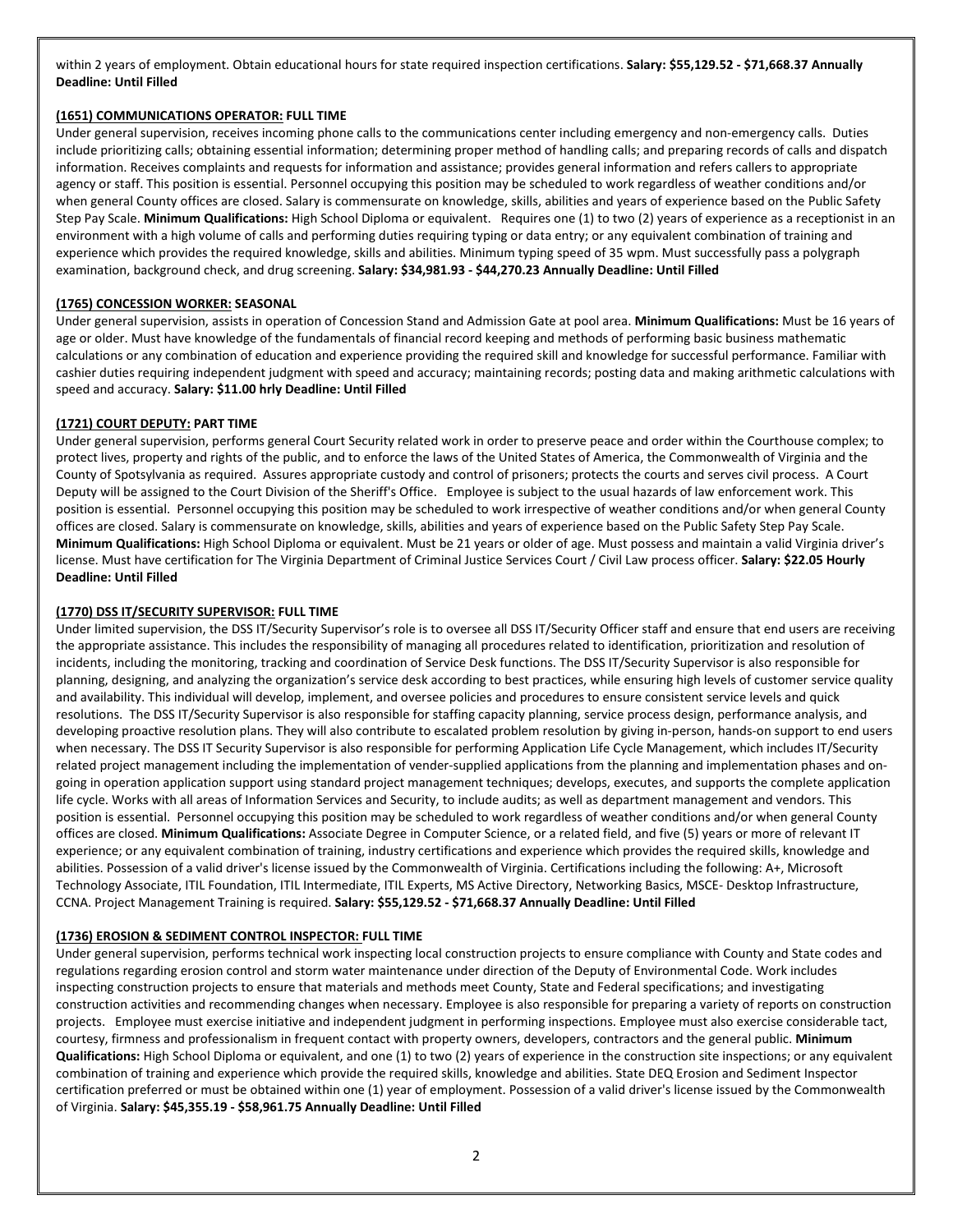within 2 years of employment. Obtain educational hours for state required inspection certifications. **Salary: $55,129.52 - $71,668.37 Annually Deadline: Until Filled**

**(1651) COMMUNICATIONS OPERATOR: FULL TIME**

Under general supervision, receives incoming phone calls to the communications center including emergency and non-emergency calls. Duties include prioritizing calls; obtaining essential information; determining proper method of handling calls; and preparing records of calls and dispatch information. Receives complaints and requests for information and assistance; provides general information and refers callers to appropriate agency or staff. This position is essential. Personnel occupying this position may be scheduled to work regardless of weather conditions and/or when general County offices are closed. Salary is commensurate on knowledge, skills, abilities and years of experience based on the Public Safety Step Pay Scale. **Minimum Qualifications:** High School Diploma or equivalent. Requires one (1) to two (2) years of experience as a receptionist in an environment with a high volume of calls and performing duties requiring typing or data entry; or any equivalent combination of training and experience which provides the required knowledge, skills and abilities. Minimum typing speed of 35 wpm. Must successfully pass a polygraph examination, background check, and drug screening. **Salary: $34,981.93 - $44,270.23 Annually Deadline: Until Filled**

**(1765) CONCESSION WORKER: SEASONAL**

Under general supervision, assists in operation of Concession Stand and Admission Gate at pool area. **Minimum Qualifications:** Must be 16 years of age or older. Must have knowledge of the fundamentals of financial record keeping and methods of performing basic business mathematic calculations or any combination of education and experience providing the required skill and knowledge for successful performance. Familiar with cashier duties requiring independent judgment with speed and accuracy; maintaining records; posting data and making arithmetic calculations with speed and accuracy. **Salary: $11.00 hrly Deadline: Until Filled**

**(1721) COURT DEPUTY: PART TIME**

Under general supervision, performs general Court Security related work in order to preserve peace and order within the Courthouse complex; to protect lives, property and rights of the public, and to enforce the laws of the United States of America, the Commonwealth of Virginia and the County of Spotsylvania as required. Assures appropriate custody and control of prisoners; protects the courts and serves civil process. A Court Deputy will be assigned to the Court Division of the Sheriff's Office. Employee is subject to the usual hazards of law enforcement work. This position is essential. Personnel occupying this position may be scheduled to work irrespective of weather conditions and/or when general County offices are closed. Salary is commensurate on knowledge, skills, abilities and years of experience based on the Public Safety Step Pay Scale. **Minimum Qualifications:** High School Diploma or equivalent. Must be 21 years or older of age. Must possess and maintain a valid Virginia driver's license. Must have certification for The Virginia Department of Criminal Justice Services Court / Civil Law process officer. **Salary: $22.05 Hourly Deadline: Until Filled**

**(1770) DSS IT/SECURITY SUPERVISOR: FULL TIME**

Under limited supervision, the DSS IT/Security Supervisor's role is to oversee all DSS IT/Security Officer staff and ensure that end users are receiving the appropriate assistance. This includes the responsibility of managing all procedures related to identification, prioritization and resolution of incidents, including the monitoring, tracking and coordination of Service Desk functions. The DSS IT/Security Supervisor is also responsible for planning, designing, and analyzing the organization's service desk according to best practices, while ensuring high levels of customer service quality and availability. This individual will develop, implement, and oversee policies and procedures to ensure consistent service levels and quick resolutions. The DSS IT/Security Supervisor is also responsible for staffing capacity planning, service process design, performance analysis, and developing proactive resolution plans. They will also contribute to escalated problem resolution by giving in-person, hands-on support to end users when necessary. The DSS IT Security Supervisor is also responsible for performing Application Life Cycle Management, which includes IT/Security related project management including the implementation of vender-supplied applications from the planning and implementation phases and on-going in operation application support using standard project management techniques; develops, executes, and supports the complete application life cycle. Works with all areas of Information Services and Security, to include audits; as well as department management and vendors. This position is essential. Personnel occupying this position may be scheduled to work regardless of weather conditions and/or when general County offices are closed. **Minimum Qualifications:** Associate Degree in Computer Science, or a related field, and five (5) years or more of relevant IT experience; or any equivalent combination of training, industry certifications and experience which provides the required skills, knowledge and abilities. Possession of a valid driver's license issued by the Commonwealth of Virginia. Certifications including the following: A+, Microsoft Technology Associate, ITIL Foundation, ITIL Intermediate, ITIL Experts, MS Active Directory, Networking Basics, MSCE- Desktop Infrastructure, CCNA. Project Management Training is required. **Salary: $55,129.52 - $71,668.37 Annually Deadline: Until Filled**

**(1736) EROSION & SEDIMENT CONTROL INSPECTOR: FULL TIME**

Under general supervision, performs technical work inspecting local construction projects to ensure compliance with County and State codes and regulations regarding erosion control and storm water maintenance under direction of the Deputy of Environmental Code. Work includes inspecting construction projects to ensure that materials and methods meet County, State and Federal specifications; and investigating construction activities and recommending changes when necessary. Employee is also responsible for preparing a variety of reports on construction projects. Employee must exercise initiative and independent judgment in performing inspections. Employee must also exercise considerable tact, courtesy, firmness and professionalism in frequent contact with property owners, developers, contractors and the general public. **Minimum Qualifications:** High School Diploma or equivalent, and one (1) to two (2) years of experience in the construction site inspections; or any equivalent combination of training and experience which provide the required skills, knowledge and abilities. State DEQ Erosion and Sediment Inspector certification preferred or must be obtained within one (1) year of employment. Possession of a valid driver's license issued by the Commonwealth of Virginia. **Salary: $45,355.19 - $58,961.75 Annually Deadline: Until Filled**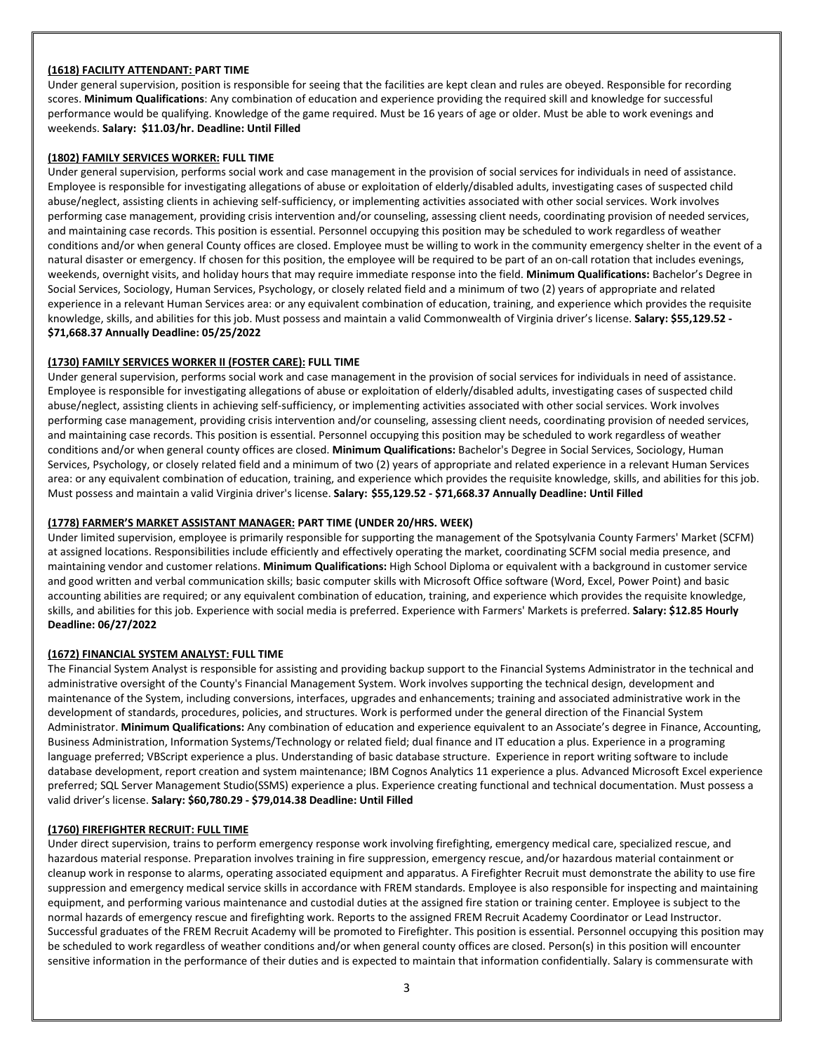**(1618) FACILITY ATTENDANT: PART TIME**

Under general supervision, position is responsible for seeing that the facilities are kept clean and rules are obeyed. Responsible for recording scores. **Minimum Qualifications**: Any combination of education and experience providing the required skill and knowledge for successful performance would be qualifying. Knowledge of the game required. Must be 16 years of age or older. Must be able to work evenings and weekends. **Salary: $11.03/hr. Deadline: Until Filled**

**(1802) FAMILY SERVICES WORKER: FULL TIME**

Under general supervision, performs social work and case management in the provision of social services for individuals in need of assistance. Employee is responsible for investigating allegations of abuse or exploitation of elderly/disabled adults, investigating cases of suspected child abuse/neglect, assisting clients in achieving self-sufficiency, or implementing activities associated with other social services. Work involves performing case management, providing crisis intervention and/or counseling, assessing client needs, coordinating provision of needed services, and maintaining case records. This position is essential. Personnel occupying this position may be scheduled to work regardless of weather conditions and/or when general County offices are closed. Employee must be willing to work in the community emergency shelter in the event of a natural disaster or emergency. If chosen for this position, the employee will be required to be part of an on-call rotation that includes evenings, weekends, overnight visits, and holiday hours that may require immediate response into the field. **Minimum Qualifications:** Bachelor's Degree in Social Services, Sociology, Human Services, Psychology, or closely related field and a minimum of two (2) years of appropriate and related experience in a relevant Human Services area: or any equivalent combination of education, training, and experience which provides the requisite knowledge, skills, and abilities for this job. Must possess and maintain a valid Commonwealth of Virginia driver's license. **Salary: $55,129.52 - $71,668.37 Annually Deadline: 05/25/2022**

**(1730) FAMILY SERVICES WORKER II (FOSTER CARE): FULL TIME**

Under general supervision, performs social work and case management in the provision of social services for individuals in need of assistance. Employee is responsible for investigating allegations of abuse or exploitation of elderly/disabled adults, investigating cases of suspected child abuse/neglect, assisting clients in achieving self-sufficiency, or implementing activities associated with other social services. Work involves performing case management, providing crisis intervention and/or counseling, assessing client needs, coordinating provision of needed services, and maintaining case records. This position is essential. Personnel occupying this position may be scheduled to work regardless of weather conditions and/or when general county offices are closed. **Minimum Qualifications:** Bachelor's Degree in Social Services, Sociology, Human Services, Psychology, or closely related field and a minimum of two (2) years of appropriate and related experience in a relevant Human Services area: or any equivalent combination of education, training, and experience which provides the requisite knowledge, skills, and abilities for this job. Must possess and maintain a valid Virginia driver's license. **Salary: $55,129.52 - $71,668.37 Annually Deadline: Until Filled**

**(1778) FARMER'S MARKET ASSISTANT MANAGER: PART TIME (UNDER 20/HRS. WEEK)**

Under limited supervision, employee is primarily responsible for supporting the management of the Spotsylvania County Farmers' Market (SCFM) at assigned locations. Responsibilities include efficiently and effectively operating the market, coordinating SCFM social media presence, and maintaining vendor and customer relations. **Minimum Qualifications:** High School Diploma or equivalent with a background in customer service and good written and verbal communication skills; basic computer skills with Microsoft Office software (Word, Excel, Power Point) and basic accounting abilities are required; or any equivalent combination of education, training, and experience which provides the requisite knowledge, skills, and abilities for this job. Experience with social media is preferred. Experience with Farmers' Markets is preferred. **Salary: $12.85 Hourly Deadline: 06/27/2022**

**(1672) FINANCIAL SYSTEM ANALYST: FULL TIME**

The Financial System Analyst is responsible for assisting and providing backup support to the Financial Systems Administrator in the technical and administrative oversight of the County's Financial Management System. Work involves supporting the technical design, development and maintenance of the System, including conversions, interfaces, upgrades and enhancements; training and associated administrative work in the development of standards, procedures, policies, and structures. Work is performed under the general direction of the Financial System Administrator. **Minimum Qualifications:** Any combination of education and experience equivalent to an Associate's degree in Finance, Accounting, Business Administration, Information Systems/Technology or related field; dual finance and IT education a plus. Experience in a programing language preferred; VBScript experience a plus. Understanding of basic database structure. Experience in report writing software to include database development, report creation and system maintenance; IBM Cognos Analytics 11 experience a plus. Advanced Microsoft Excel experience preferred; SQL Server Management Studio(SSMS) experience a plus. Experience creating functional and technical documentation. Must possess a valid driver's license. **Salary: $60,780.29 - $79,014.38 Deadline: Until Filled**

**(1760) FIREFIGHTER RECRUIT: FULL TIME**

Under direct supervision, trains to perform emergency response work involving firefighting, emergency medical care, specialized rescue, and hazardous material response. Preparation involves training in fire suppression, emergency rescue, and/or hazardous material containment or cleanup work in response to alarms, operating associated equipment and apparatus. A Firefighter Recruit must demonstrate the ability to use fire suppression and emergency medical service skills in accordance with FREM standards. Employee is also responsible for inspecting and maintaining equipment, and performing various maintenance and custodial duties at the assigned fire station or training center. Employee is subject to the normal hazards of emergency rescue and firefighting work. Reports to the assigned FREM Recruit Academy Coordinator or Lead Instructor. Successful graduates of the FREM Recruit Academy will be promoted to Firefighter. This position is essential. Personnel occupying this position may be scheduled to work regardless of weather conditions and/or when general county offices are closed. Person(s) in this position will encounter sensitive information in the performance of their duties and is expected to maintain that information confidentially. Salary is commensurate with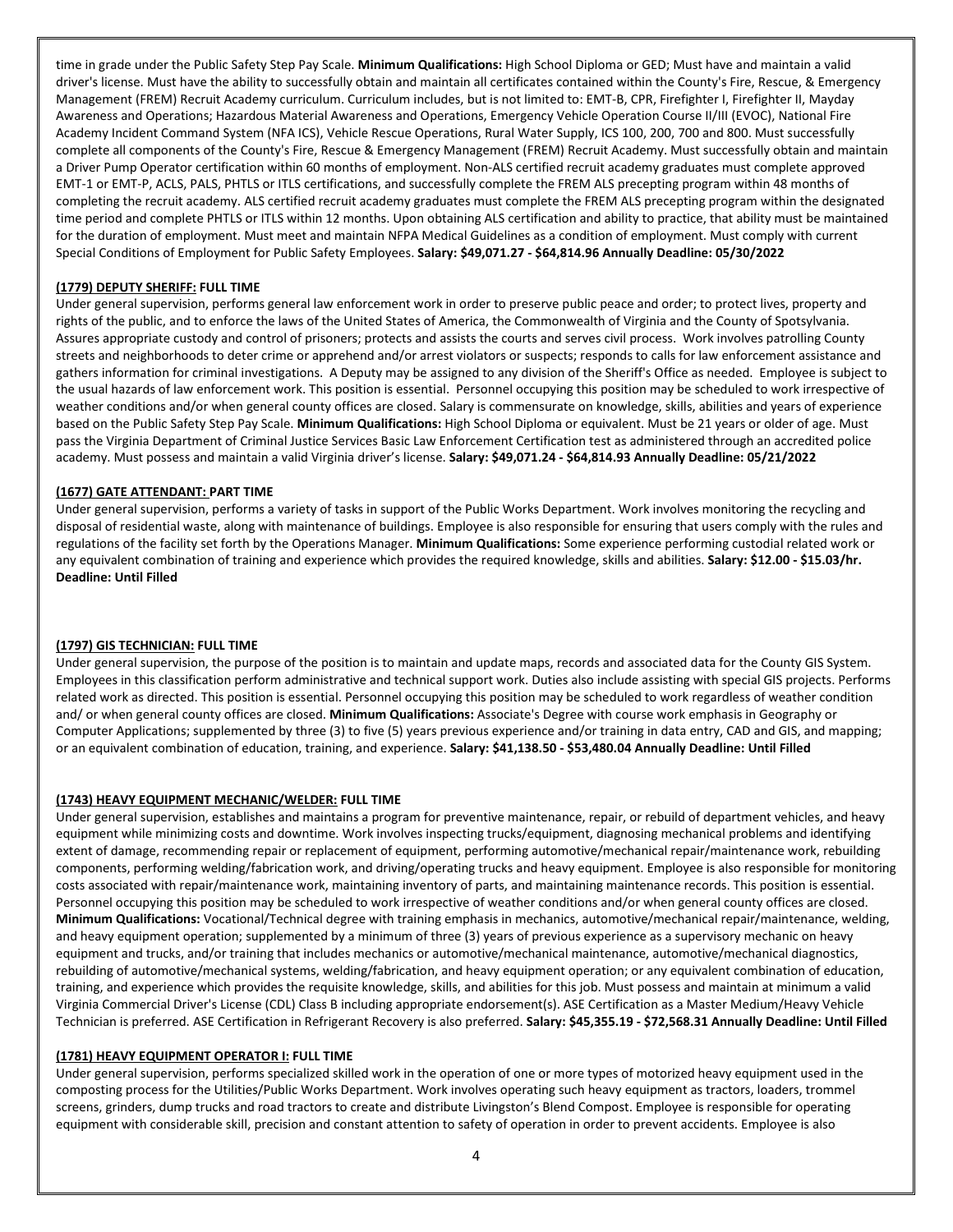time in grade under the Public Safety Step Pay Scale. **Minimum Qualifications:** High School Diploma or GED; Must have and maintain a valid driver's license. Must have the ability to successfully obtain and maintain all certificates contained within the County's Fire, Rescue, & Emergency Management (FREM) Recruit Academy curriculum. Curriculum includes, but is not limited to: EMT-B, CPR, Firefighter I, Firefighter II, Mayday Awareness and Operations; Hazardous Material Awareness and Operations, Emergency Vehicle Operation Course II/III (EVOC), National Fire Academy Incident Command System (NFA ICS), Vehicle Rescue Operations, Rural Water Supply, ICS 100, 200, 700 and 800. Must successfully complete all components of the County's Fire, Rescue & Emergency Management (FREM) Recruit Academy. Must successfully obtain and maintain a Driver Pump Operator certification within 60 months of employment. Non-ALS certified recruit academy graduates must complete approved EMT-1 or EMT-P, ACLS, PALS, PHTLS or ITLS certifications, and successfully complete the FREM ALS precepting program within 48 months of completing the recruit academy. ALS certified recruit academy graduates must complete the FREM ALS precepting program within the designated time period and complete PHTLS or ITLS within 12 months. Upon obtaining ALS certification and ability to practice, that ability must be maintained for the duration of employment. Must meet and maintain NFPA Medical Guidelines as a condition of employment. Must comply with current Special Conditions of Employment for Public Safety Employees. **Salary: $49,071.27 - $64,814.96 Annually Deadline: 05/30/2022**

**(1779) DEPUTY SHERIFF: FULL TIME**

Under general supervision, performs general law enforcement work in order to preserve public peace and order; to protect lives, property and rights of the public, and to enforce the laws of the United States of America, the Commonwealth of Virginia and the County of Spotsylvania. Assures appropriate custody and control of prisoners; protects and assists the courts and serves civil process. Work involves patrolling County streets and neighborhoods to deter crime or apprehend and/or arrest violators or suspects; responds to calls for law enforcement assistance and gathers information for criminal investigations. A Deputy may be assigned to any division of the Sheriff's Office as needed. Employee is subject to the usual hazards of law enforcement work. This position is essential. Personnel occupying this position may be scheduled to work irrespective of weather conditions and/or when general county offices are closed. Salary is commensurate on knowledge, skills, abilities and years of experience based on the Public Safety Step Pay Scale. **Minimum Qualifications:** High School Diploma or equivalent. Must be 21 years or older of age. Must pass the Virginia Department of Criminal Justice Services Basic Law Enforcement Certification test as administered through an accredited police academy. Must possess and maintain a valid Virginia driver's license. **Salary: $49,071.24 - $64,814.93 Annually Deadline: 05/21/2022**

**(1677) GATE ATTENDANT: PART TIME**

Under general supervision, performs a variety of tasks in support of the Public Works Department. Work involves monitoring the recycling and disposal of residential waste, along with maintenance of buildings. Employee is also responsible for ensuring that users comply with the rules and regulations of the facility set forth by the Operations Manager. **Minimum Qualifications:** Some experience performing custodial related work or any equivalent combination of training and experience which provides the required knowledge, skills and abilities. **Salary: $12.00 - $15.03/hr. Deadline: Until Filled**

**(1797) GIS TECHNICIAN: FULL TIME**

Under general supervision, the purpose of the position is to maintain and update maps, records and associated data for the County GIS System. Employees in this classification perform administrative and technical support work. Duties also include assisting with special GIS projects. Performs related work as directed. This position is essential. Personnel occupying this position may be scheduled to work regardless of weather condition and/ or when general county offices are closed. **Minimum Qualifications:** Associate's Degree with course work emphasis in Geography or Computer Applications; supplemented by three (3) to five (5) years previous experience and/or training in data entry, CAD and GIS, and mapping; or an equivalent combination of education, training, and experience. **Salary: $41,138.50 - $53,480.04 Annually Deadline: Until Filled**

**(1743) HEAVY EQUIPMENT MECHANIC/WELDER: FULL TIME**

Under general supervision, establishes and maintains a program for preventive maintenance, repair, or rebuild of department vehicles, and heavy equipment while minimizing costs and downtime. Work involves inspecting trucks/equipment, diagnosing mechanical problems and identifying extent of damage, recommending repair or replacement of equipment, performing automotive/mechanical repair/maintenance work, rebuilding components, performing welding/fabrication work, and driving/operating trucks and heavy equipment. Employee is also responsible for monitoring costs associated with repair/maintenance work, maintaining inventory of parts, and maintaining maintenance records. This position is essential. Personnel occupying this position may be scheduled to work irrespective of weather conditions and/or when general county offices are closed. **Minimum Qualifications:** Vocational/Technical degree with training emphasis in mechanics, automotive/mechanical repair/maintenance, welding, and heavy equipment operation; supplemented by a minimum of three (3) years of previous experience as a supervisory mechanic on heavy equipment and trucks, and/or training that includes mechanics or automotive/mechanical maintenance, automotive/mechanical diagnostics, rebuilding of automotive/mechanical systems, welding/fabrication, and heavy equipment operation; or any equivalent combination of education, training, and experience which provides the requisite knowledge, skills, and abilities for this job. Must possess and maintain at minimum a valid Virginia Commercial Driver's License (CDL) Class B including appropriate endorsement(s). ASE Certification as a Master Medium/Heavy Vehicle Technician is preferred. ASE Certification in Refrigerant Recovery is also preferred. **Salary: $45,355.19 - $72,568.31 Annually Deadline: Until Filled**

**(1781) HEAVY EQUIPMENT OPERATOR I: FULL TIME**

Under general supervision, performs specialized skilled work in the operation of one or more types of motorized heavy equipment used in the composting process for the Utilities/Public Works Department. Work involves operating such heavy equipment as tractors, loaders, trommel screens, grinders, dump trucks and road tractors to create and distribute Livingston's Blend Compost. Employee is responsible for operating equipment with considerable skill, precision and constant attention to safety of operation in order to prevent accidents. Employee is also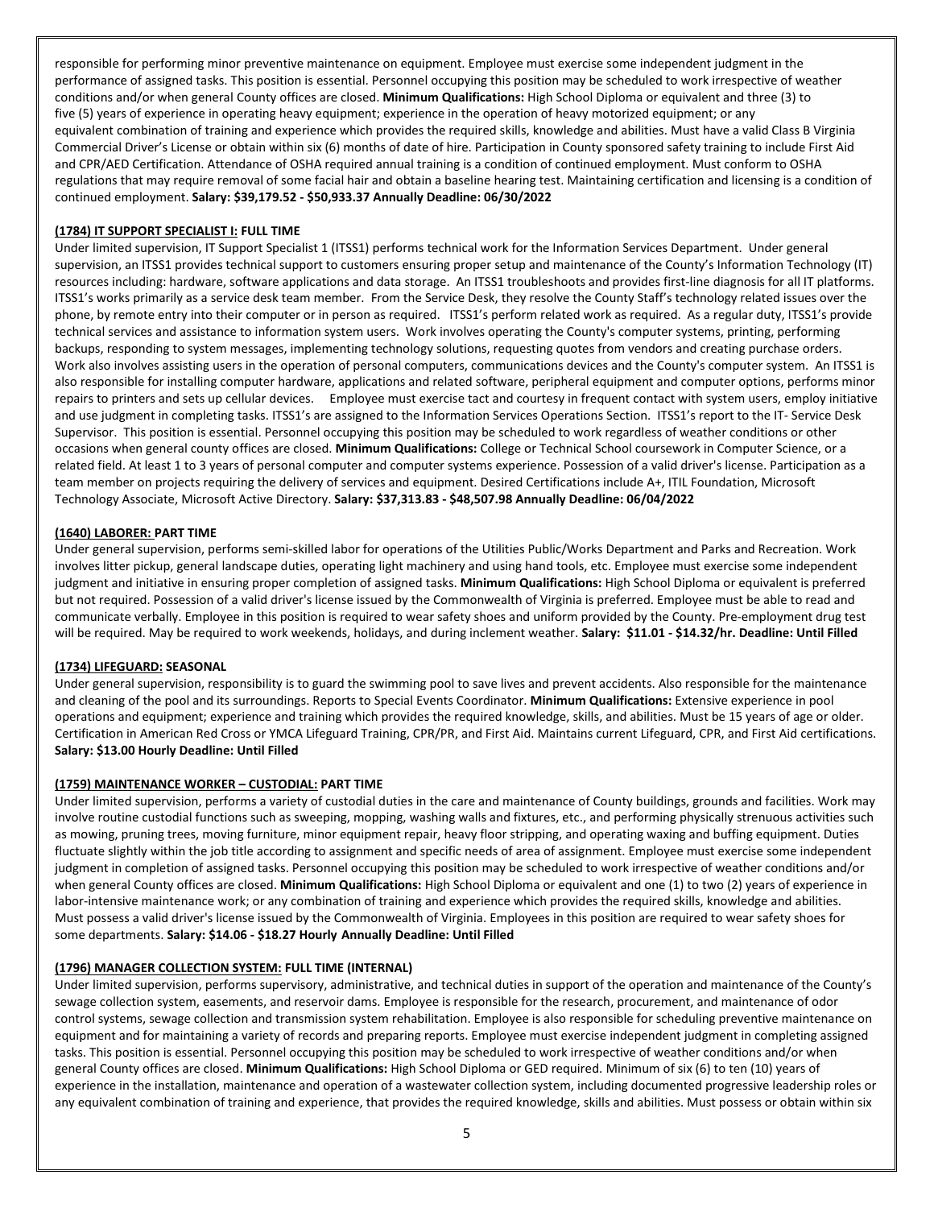responsible for performing minor preventive maintenance on equipment. Employee must exercise some independent judgment in the performance of assigned tasks. This position is essential. Personnel occupying this position may be scheduled to work irrespective of weather conditions and/or when general County offices are closed. **Minimum Qualifications:** High School Diploma or equivalent and three (3) to five (5) years of experience in operating heavy equipment; experience in the operation of heavy motorized equipment; or any equivalent combination of training and experience which provides the required skills, knowledge and abilities. Must have a valid Class B Virginia Commercial Driver's License or obtain within six (6) months of date of hire. Participation in County sponsored safety training to include First Aid and CPR/AED Certification. Attendance of OSHA required annual training is a condition of continued employment. Must conform to OSHA regulations that may require removal of some facial hair and obtain a baseline hearing test. Maintaining certification and licensing is a condition of continued employment. **Salary: $39,179.52 - $50,933.37 Annually Deadline: 06/30/2022**

**(1784) IT SUPPORT SPECIALIST I: FULL TIME**

Under limited supervision, IT Support Specialist 1 (ITSS1) performs technical work for the Information Services Department. Under general supervision, an ITSS1 provides technical support to customers ensuring proper setup and maintenance of the County's Information Technology (IT) resources including: hardware, software applications and data storage. An ITSS1 troubleshoots and provides first-line diagnosis for all IT platforms. ITSS1's works primarily as a service desk team member. From the Service Desk, they resolve the County Staff's technology related issues over the phone, by remote entry into their computer or in person as required. ITSS1's perform related work as required. As a regular duty, ITSS1's provide technical services and assistance to information system users. Work involves operating the County's computer systems, printing, performing backups, responding to system messages, implementing technology solutions, requesting quotes from vendors and creating purchase orders. Work also involves assisting users in the operation of personal computers, communications devices and the County's computer system. An ITSS1 is also responsible for installing computer hardware, applications and related software, peripheral equipment and computer options, performs minor repairs to printers and sets up cellular devices. Employee must exercise tact and courtesy in frequent contact with system users, employ initiative and use judgment in completing tasks. ITSS1's are assigned to the Information Services Operations Section. ITSS1's report to the IT- Service Desk Supervisor. This position is essential. Personnel occupying this position may be scheduled to work regardless of weather conditions or other occasions when general county offices are closed. **Minimum Qualifications:** College or Technical School coursework in Computer Science, or a related field. At least 1 to 3 years of personal computer and computer systems experience. Possession of a valid driver's license. Participation as a team member on projects requiring the delivery of services and equipment. Desired Certifications include A+, ITIL Foundation, Microsoft Technology Associate, Microsoft Active Directory. **Salary: $37,313.83 - $48,507.98 Annually Deadline: 06/04/2022**

**(1640) LABORER: PART TIME**

Under general supervision, performs semi-skilled labor for operations of the Utilities Public/Works Department and Parks and Recreation. Work involves litter pickup, general landscape duties, operating light machinery and using hand tools, etc. Employee must exercise some independent judgment and initiative in ensuring proper completion of assigned tasks. **Minimum Qualifications:** High School Diploma or equivalent is preferred but not required. Possession of a valid driver's license issued by the Commonwealth of Virginia is preferred. Employee must be able to read and communicate verbally. Employee in this position is required to wear safety shoes and uniform provided by the County. Pre-employment drug test will be required. May be required to work weekends, holidays, and during inclement weather. **Salary: $11.01 - $14.32/hr. Deadline: Until Filled**

**(1734) LIFEGUARD: SEASONAL**

Under general supervision, responsibility is to guard the swimming pool to save lives and prevent accidents. Also responsible for the maintenance and cleaning of the pool and its surroundings. Reports to Special Events Coordinator. **Minimum Qualifications:** Extensive experience in pool operations and equipment; experience and training which provides the required knowledge, skills, and abilities. Must be 15 years of age or older. Certification in American Red Cross or YMCA Lifeguard Training, CPR/PR, and First Aid. Maintains current Lifeguard, CPR, and First Aid certifications. **Salary: $13.00 Hourly Deadline: Until Filled**

**(1759) MAINTENANCE WORKER – CUSTODIAL: PART TIME**

Under limited supervision, performs a variety of custodial duties in the care and maintenance of County buildings, grounds and facilities. Work may involve routine custodial functions such as sweeping, mopping, washing walls and fixtures, etc., and performing physically strenuous activities such as mowing, pruning trees, moving furniture, minor equipment repair, heavy floor stripping, and operating waxing and buffing equipment. Duties fluctuate slightly within the job title according to assignment and specific needs of area of assignment. Employee must exercise some independent judgment in completion of assigned tasks. Personnel occupying this position may be scheduled to work irrespective of weather conditions and/or when general County offices are closed. **Minimum Qualifications:** High School Diploma or equivalent and one (1) to two (2) years of experience in labor-intensive maintenance work; or any combination of training and experience which provides the required skills, knowledge and abilities. Must possess a valid driver's license issued by the Commonwealth of Virginia. Employees in this position are required to wear safety shoes for some departments. **Salary: $14.06 - $18.27 Hourly Annually Deadline: Until Filled**

**(1796) MANAGER COLLECTION SYSTEM: FULL TIME (INTERNAL)**

Under limited supervision, performs supervisory, administrative, and technical duties in support of the operation and maintenance of the County's sewage collection system, easements, and reservoir dams. Employee is responsible for the research, procurement, and maintenance of odor control systems, sewage collection and transmission system rehabilitation. Employee is also responsible for scheduling preventive maintenance on equipment and for maintaining a variety of records and preparing reports. Employee must exercise independent judgment in completing assigned tasks. This position is essential. Personnel occupying this position may be scheduled to work irrespective of weather conditions and/or when general County offices are closed. **Minimum Qualifications:** High School Diploma or GED required. Minimum of six (6) to ten (10) years of experience in the installation, maintenance and operation of a wastewater collection system, including documented progressive leadership roles or any equivalent combination of training and experience, that provides the required knowledge, skills and abilities. Must possess or obtain within six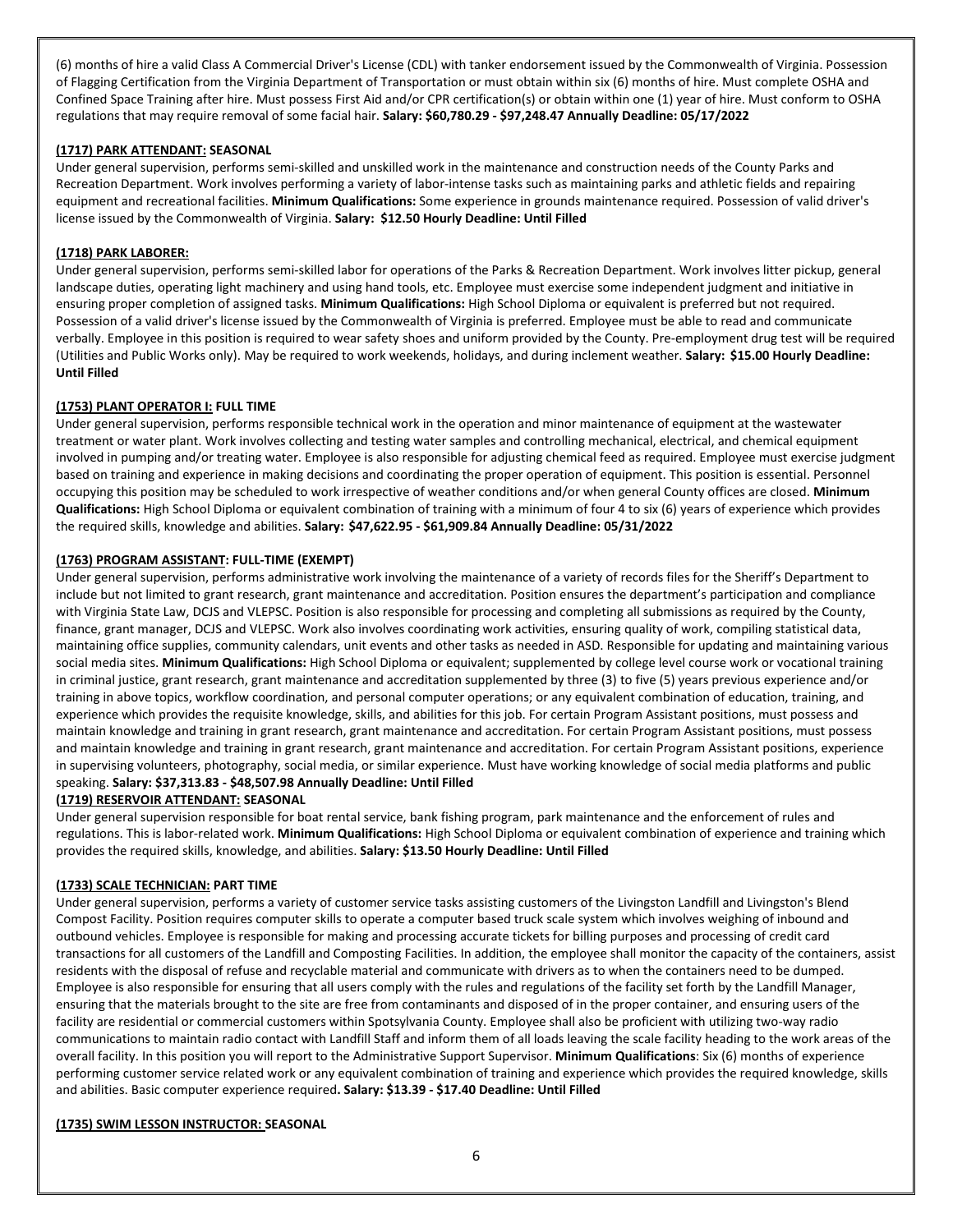(6) months of hire a valid Class A Commercial Driver's License (CDL) with tanker endorsement issued by the Commonwealth of Virginia. Possession of Flagging Certification from the Virginia Department of Transportation or must obtain within six (6) months of hire. Must complete OSHA and Confined Space Training after hire. Must possess First Aid and/or CPR certification(s) or obtain within one (1) year of hire. Must conform to OSHA regulations that may require removal of some facial hair. **Salary: $60,780.29 - $97,248.47 Annually Deadline: 05/17/2022**

**(1717) PARK ATTENDANT: SEASONAL**

Under general supervision, performs semi-skilled and unskilled work in the maintenance and construction needs of the County Parks and Recreation Department. Work involves performing a variety of labor-intense tasks such as maintaining parks and athletic fields and repairing equipment and recreational facilities. **Minimum Qualifications:** Some experience in grounds maintenance required. Possession of valid driver's license issued by the Commonwealth of Virginia. **Salary: $12.50 Hourly Deadline: Until Filled**

**(1718) PARK LABORER:**

Under general supervision, performs semi-skilled labor for operations of the Parks & Recreation Department. Work involves litter pickup, general landscape duties, operating light machinery and using hand tools, etc. Employee must exercise some independent judgment and initiative in ensuring proper completion of assigned tasks. **Minimum Qualifications:** High School Diploma or equivalent is preferred but not required. Possession of a valid driver's license issued by the Commonwealth of Virginia is preferred. Employee must be able to read and communicate verbally. Employee in this position is required to wear safety shoes and uniform provided by the County. Pre-employment drug test will be required (Utilities and Public Works only). May be required to work weekends, holidays, and during inclement weather. **Salary: $15.00 Hourly Deadline: Until Filled**

**(1753) PLANT OPERATOR I: FULL TIME**

Under general supervision, performs responsible technical work in the operation and minor maintenance of equipment at the wastewater treatment or water plant. Work involves collecting and testing water samples and controlling mechanical, electrical, and chemical equipment involved in pumping and/or treating water. Employee is also responsible for adjusting chemical feed as required. Employee must exercise judgment based on training and experience in making decisions and coordinating the proper operation of equipment. This position is essential. Personnel occupying this position may be scheduled to work irrespective of weather conditions and/or when general County offices are closed. **Minimum Qualifications:** High School Diploma or equivalent combination of training with a minimum of four 4 to six (6) years of experience which provides the required skills, knowledge and abilities. **Salary: $47,622.95 - $61,909.84 Annually Deadline: 05/31/2022**

**(1763) PROGRAM ASSISTANT: FULL-TIME (EXEMPT)**

Under general supervision, performs administrative work involving the maintenance of a variety of records files for the Sheriff's Department to include but not limited to grant research, grant maintenance and accreditation. Position ensures the department's participation and compliance with Virginia State Law, DCJS and VLEPSC. Position is also responsible for processing and completing all submissions as required by the County, finance, grant manager, DCJS and VLEPSC. Work also involves coordinating work activities, ensuring quality of work, compiling statistical data, maintaining office supplies, community calendars, unit events and other tasks as needed in ASD. Responsible for updating and maintaining various social media sites. **Minimum Qualifications:** High School Diploma or equivalent; supplemented by college level course work or vocational training in criminal justice, grant research, grant maintenance and accreditation supplemented by three (3) to five (5) years previous experience and/or training in above topics, workflow coordination, and personal computer operations; or any equivalent combination of education, training, and experience which provides the requisite knowledge, skills, and abilities for this job. For certain Program Assistant positions, must possess and maintain knowledge and training in grant research, grant maintenance and accreditation. For certain Program Assistant positions, must possess and maintain knowledge and training in grant research, grant maintenance and accreditation. For certain Program Assistant positions, experience in supervising volunteers, photography, social media, or similar experience. Must have working knowledge of social media platforms and public speaking. **Salary: $37,313.83 - $48,507.98 Annually Deadline: Until Filled**

**(1719) RESERVOIR ATTENDANT: SEASONAL**

Under general supervision responsible for boat rental service, bank fishing program, park maintenance and the enforcement of rules and regulations. This is labor-related work. **Minimum Qualifications:** High School Diploma or equivalent combination of experience and training which provides the required skills, knowledge, and abilities. **Salary: $13.50 Hourly Deadline: Until Filled**

**(1733) SCALE TECHNICIAN: PART TIME**

Under general supervision, performs a variety of customer service tasks assisting customers of the Livingston Landfill and Livingston's Blend Compost Facility. Position requires computer skills to operate a computer based truck scale system which involves weighing of inbound and outbound vehicles. Employee is responsible for making and processing accurate tickets for billing purposes and processing of credit card transactions for all customers of the Landfill and Composting Facilities. In addition, the employee shall monitor the capacity of the containers, assist residents with the disposal of refuse and recyclable material and communicate with drivers as to when the containers need to be dumped. Employee is also responsible for ensuring that all users comply with the rules and regulations of the facility set forth by the Landfill Manager, ensuring that the materials brought to the site are free from contaminants and disposed of in the proper container, and ensuring users of the facility are residential or commercial customers within Spotsylvania County. Employee shall also be proficient with utilizing two-way radio communications to maintain radio contact with Landfill Staff and inform them of all loads leaving the scale facility heading to the work areas of the overall facility. In this position you will report to the Administrative Support Supervisor. **Minimum Qualifications**: Six (6) months of experience performing customer service related work or any equivalent combination of training and experience which provides the required knowledge, skills and abilities. Basic computer experience required**. Salary: $13.39 - $17.40 Deadline: Until Filled**

**(1735) SWIM LESSON INSTRUCTOR: SEASONAL**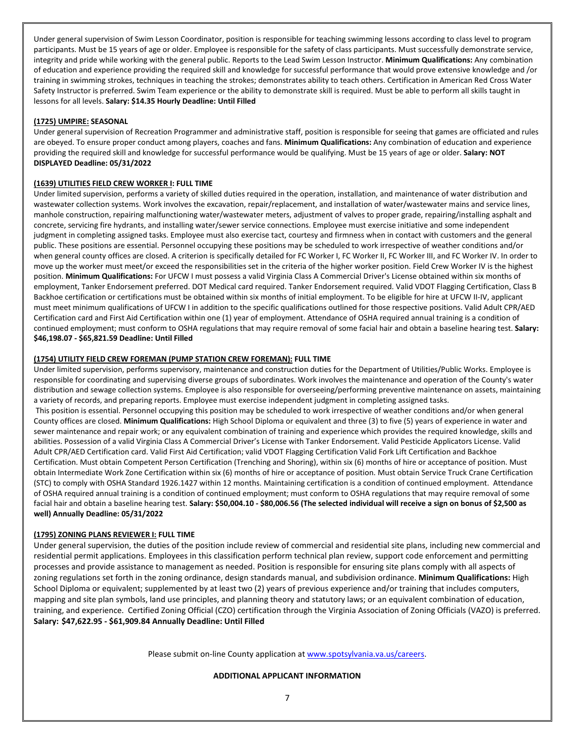Under general supervision of Swim Lesson Coordinator, position is responsible for teaching swimming lessons according to class level to program participants. Must be 15 years of age or older. Employee is responsible for the safety of class participants. Must successfully demonstrate service, integrity and pride while working with the general public. Reports to the Lead Swim Lesson Instructor. **Minimum Qualifications:** Any combination of education and experience providing the required skill and knowledge for successful performance that would prove extensive knowledge and /or training in swimming strokes, techniques in teaching the strokes; demonstrates ability to teach others. Certification in American Red Cross Water Safety Instructor is preferred. Swim Team experience or the ability to demonstrate skill is required. Must be able to perform all skills taught in lessons for all levels. **Salary: $14.35 Hourly Deadline: Until Filled**

**(1725) UMPIRE: SEASONAL**

Under general supervision of Recreation Programmer and administrative staff, position is responsible for seeing that games are officiated and rules are obeyed. To ensure proper conduct among players, coaches and fans. **Minimum Qualifications:** Any combination of education and experience providing the required skill and knowledge for successful performance would be qualifying. Must be 15 years of age or older. **Salary: NOT DISPLAYED Deadline: 05/31/2022**

**(1639) UTILITIES FIELD CREW WORKER I: FULL TIME**

Under limited supervision, performs a variety of skilled duties required in the operation, installation, and maintenance of water distribution and wastewater collection systems. Work involves the excavation, repair/replacement, and installation of water/wastewater mains and service lines, manhole construction, repairing malfunctioning water/wastewater meters, adjustment of valves to proper grade, repairing/installing asphalt and concrete, servicing fire hydrants, and installing water/sewer service connections. Employee must exercise initiative and some independent judgment in completing assigned tasks. Employee must also exercise tact, courtesy and firmness when in contact with customers and the general public. These positions are essential. Personnel occupying these positions may be scheduled to work irrespective of weather conditions and/or when general county offices are closed. A criterion is specifically detailed for FC Worker I, FC Worker II, FC Worker III, and FC Worker IV. In order to move up the worker must meet/or exceed the responsibilities set in the criteria of the higher worker position. Field Crew Worker IV is the highest position. **Minimum Qualifications:** For UFCW I must possess a valid Virginia Class A Commercial Driver's License obtained within six months of employment, Tanker Endorsement preferred. DOT Medical card required. Tanker Endorsement required. Valid VDOT Flagging Certification, Class B Backhoe certification or certifications must be obtained within six months of initial employment. To be eligible for hire at UFCW II-IV, applicant must meet minimum qualifications of UFCW I in addition to the specific qualifications outlined for those respective positions. Valid Adult CPR/AED Certification card and First Aid Certification within one (1) year of employment. Attendance of OSHA required annual training is a condition of continued employment; must conform to OSHA regulations that may require removal of some facial hair and obtain a baseline hearing test. **Salary: $46,198.07 - $65,821.59 Deadline: Until Filled**

**(1754) UTILITY FIELD CREW FOREMAN (PUMP STATION CREW FOREMAN): FULL TIME**

Under limited supervision, performs supervisory, maintenance and construction duties for the Department of Utilities/Public Works. Employee is responsible for coordinating and supervising diverse groups of subordinates. Work involves the maintenance and operation of the County's water distribution and sewage collection systems. Employee is also responsible for overseeing/performing preventive maintenance on assets, maintaining a variety of records, and preparing reports. Employee must exercise independent judgment in completing assigned tasks.

This position is essential. Personnel occupying this position may be scheduled to work irrespective of weather conditions and/or when general County offices are closed. **Minimum Qualifications:** High School Diploma or equivalent and three (3) to five (5) years of experience in water and sewer maintenance and repair work; or any equivalent combination of training and experience which provides the required knowledge, skills and abilities. Possession of a valid Virginia Class A Commercial Driver's License with Tanker Endorsement. Valid Pesticide Applicators License. Valid Adult CPR/AED Certification card. Valid First Aid Certification; valid VDOT Flagging Certification Valid Fork Lift Certification and Backhoe Certification. Must obtain Competent Person Certification (Trenching and Shoring), within six (6) months of hire or acceptance of position. Must obtain Intermediate Work Zone Certification within six (6) months of hire or acceptance of position. Must obtain Service Truck Crane Certification (STC) to comply with OSHA Standard 1926.1427 within 12 months. Maintaining certification is a condition of continued employment. Attendance of OSHA required annual training is a condition of continued employment; must conform to OSHA regulations that may require removal of some facial hair and obtain a baseline hearing test. **Salary: $50,004.10 - $80,006.56 (The selected individual will receive a sign on bonus of $2,500 as well) Annually Deadline: 05/31/2022**

**(1795) ZONING PLANS REVIEWER I: FULL TIME**

Under general supervision, the duties of the position include review of commercial and residential site plans, including new commercial and residential permit applications. Employees in this classification perform technical plan review, support code enforcement and permitting processes and provide assistance to management as needed. Position is responsible for ensuring site plans comply with all aspects of zoning regulations set forth in the zoning ordinance, design standards manual, and subdivision ordinance. **Minimum Qualifications:** High School Diploma or equivalent; supplemented by at least two (2) years of previous experience and/or training that includes computers, mapping and site plan symbols, land use principles, and planning theory and statutory laws; or an equivalent combination of education, training, and experience. Certified Zoning Official (CZO) certification through the Virginia Association of Zoning Officials (VAZO) is preferred. **Salary: $47,622.95 - $61,909.84 Annually Deadline: Until Filled**

Please submit on-line County application at [www.spotsylvania.va.us/careers](www.spotsylvania.va.us/careers).

**ADDITIONAL APPLICANT INFORMATION**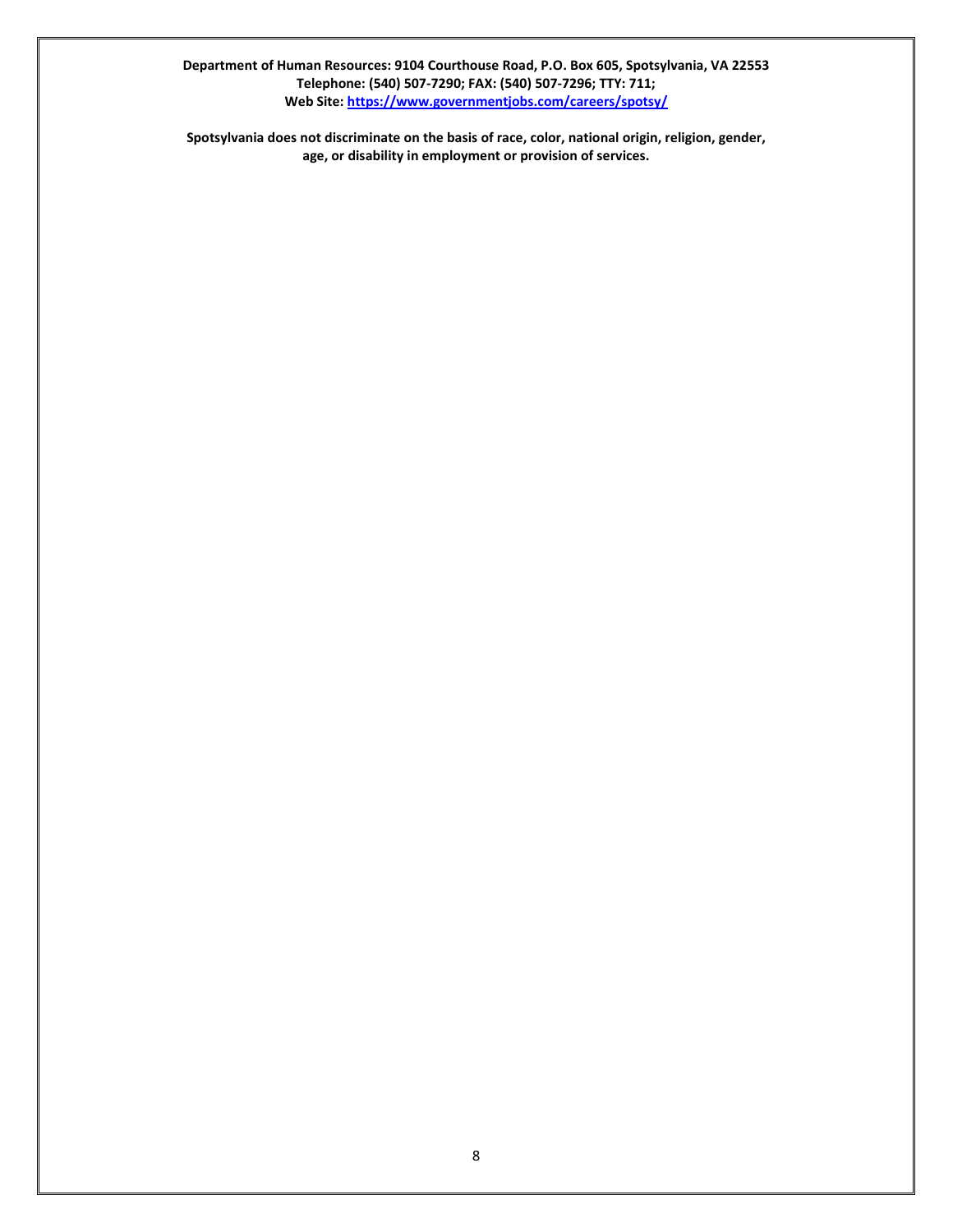**Department of Human Resources: 9104 Courthouse Road, P.O. Box 605, Spotsylvania, VA 22553**
**Telephone: (540) 507-7290; FAX: (540) 507-7296; TTY: 711;**
**Web Site: [https://www.governmentjobs.com/careers/spotsy/](https://www.governmentjobs.com/careers/spotsy/)**

**Spotsylvania does not discriminate on the basis of race, color, national origin, religion, gender, age, or disability in employment or provision of services.**